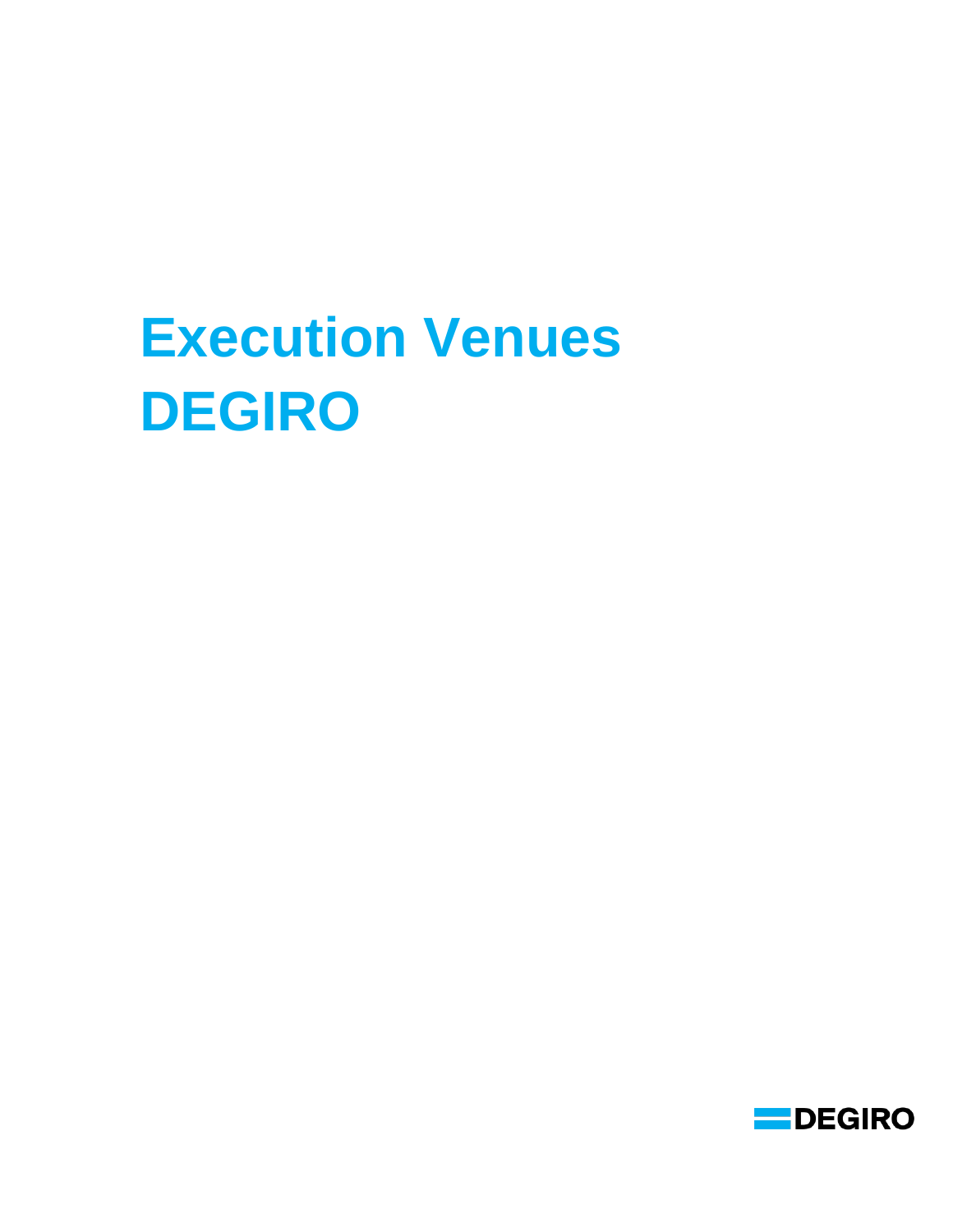# Execution Venues DEGIRO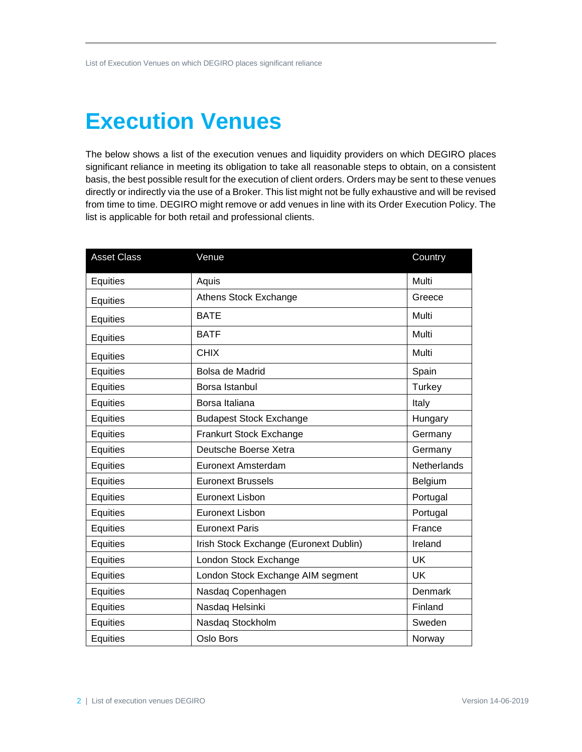# Execution Venues

The below shows a list of the execution venues and liquidity providers on which DEGIRO places significant reliance in meeting its obligation to take all reasonable steps to obtain, on a consistent basis, the best possible result for the execution of client orders. Orders may be sent to these venues directly or indirectly via the use of a Broker. This list might not be fully exhaustive and will be revised from time to time. DEGIRO might remove or add venues in line with its Order Execution Policy. The list is applicable for both retail and professional clients.

| Asset Class | Venue | Country |
|---|---|---|
| Equities | Aquis | Multi |
| Equities | Athens Stock Exchange | Greece |
| Equities | BATE | Multi |
| Equities | BATF | Multi |
| Equities | CHIX | Multi |
| Equities | Bolsa de Madrid | Spain |
| Equities | Borsa Istanbul | Turkey |
| Equities | Borsa Italiana | Italy |
| Equities | Budapest Stock Exchange | Hungary |
| Equities | Frankurt Stock Exchange | Germany |
| Equities | Deutsche Boerse Xetra | Germany |
| Equities | Euronext Amsterdam | Netherlands |
| Equities | Euronext Brussels | Belgium |
| Equities | Euronext Lisbon | Portugal |
| Equities | Euronext Lisbon | Portugal |
| Equities | Euronext Paris | France |
| Equities | Irish Stock Exchange (Euronext Dublin) | Ireland |
| Equities | London Stock Exchange | UK |
| Equities | London Stock Exchange AIM segment | UK |
| Equities | Nasdaq Copenhagen | Denmark |
| Equities | Nasdaq Helsinki | Finland |
| Equities | Nasdaq Stockholm | Sweden |
| Equities | Oslo Bors | Norway |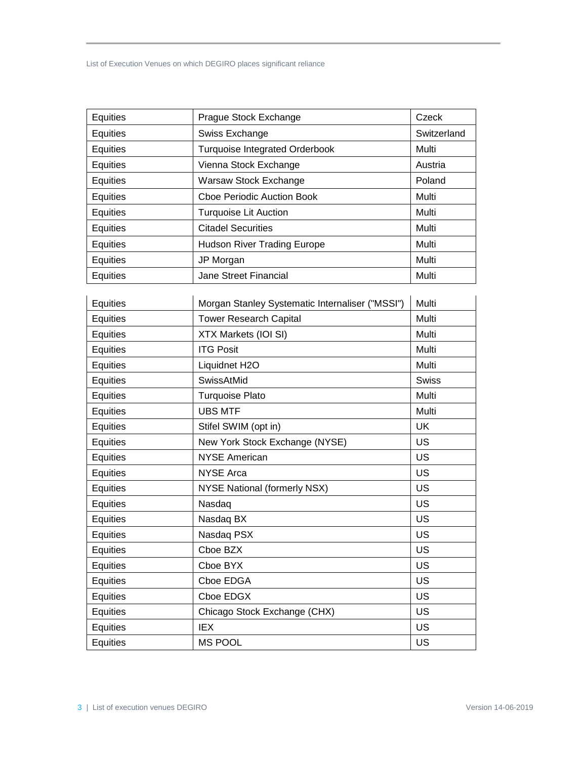| Equities | Prague Stock Exchange | Czeck |
| --- | --- | --- |
| Equities | Swiss Exchange | Switzerland |
| Equities | Turquoise Integrated Orderbook | Multi |
| Equities | Vienna Stock Exchange | Austria |
| Equities | Warsaw Stock Exchange | Poland |
| Equities | Cboe Periodic Auction Book | Multi |
| Equities | Turquoise Lit Auction | Multi |
| Equities | Citadel Securities | Multi |
| Equities | Hudson River Trading Europe | Multi |
| Equities | JP Morgan | Multi |
| Equities | Jane Street Financial | Multi |
| Equities | Morgan Stanley Systematic Internaliser ("MSSI") | Multi |
| Equities | Tower Research Capital | Multi |
| Equities | XTX Markets (IOI SI) | Multi |
| Equities | ITG Posit | Multi |
| Equities | Liquidnet H2O | Multi |
| Equities | SwissAtMid | Swiss |
| Equities | Turquoise Plato | Multi |
| Equities | UBS MTF | Multi |
| Equities | Stifel SWIM (opt in) | UK |
| Equities | New York Stock Exchange (NYSE) | US |
| Equities | NYSE American | US |
| Equities | NYSE Arca | US |
| Equities | NYSE National (formerly NSX) | US |
| Equities | Nasdaq | US |
| Equities | Nasdaq BX | US |
| Equities | Nasdaq PSX | US |
| Equities | Cboe BZX | US |
| Equities | Cboe BYX | US |
| Equities | Cboe EDGA | US |
| Equities | Cboe EDGX | US |
| Equities | Chicago Stock Exchange (CHX) | US |
| Equities | IEX | US |
| Equities | MS POOL | US |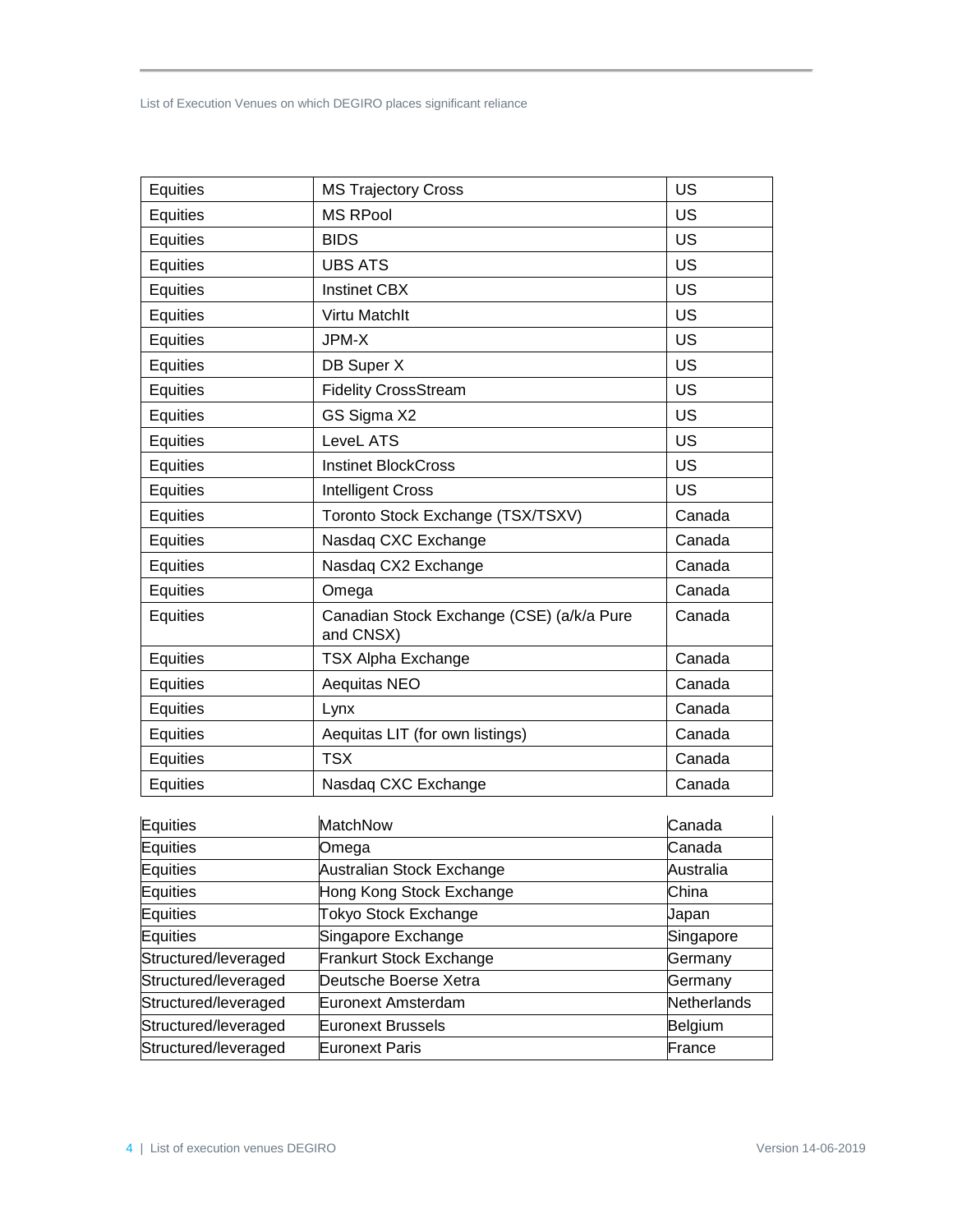| Equities | MS Trajectory Cross | US |
|---|---|---|
| Equities | MS RPool | US |
| Equities | BIDS | US |
| Equities | UBS ATS | US |
| Equities | Instinet CBX | US |
| Equities | Virtu MatchIt | US |
| Equities | JPM-X | US |
| Equities | DB Super X | US |
| Equities | Fidelity CrossStream | US |
| Equities | GS Sigma X2 | US |
| Equities | LeveL ATS | US |
| Equities | Instinet BlockCross | US |
| Equities | Intelligent Cross | US |
| Equities | Toronto Stock Exchange (TSX/TSXV) | Canada |
| Equities | Nasdaq CXC Exchange | Canada |
| Equities | Nasdaq CX2 Exchange | Canada |
| Equities | Omega | Canada |
| Equities | Canadian Stock Exchange (CSE) (a/k/a Pure and CNSX) | Canada |
| Equities | TSX Alpha Exchange | Canada |
| Equities | Aequitas NEO | Canada |
| Equities | Lynx | Canada |
| Equities | Aequitas LIT (for own listings) | Canada |
| Equities | TSX | Canada |
| Equities | Nasdaq CXC Exchange | Canada |
| Equities | MatchNow | Canada |
| Equities | Omega | Canada |
| Equities | Australian Stock Exchange | Australia |
| Equities | Hong Kong Stock Exchange | China |
| Equities | Tokyo Stock Exchange | Japan |
| Equities | Singapore Exchange | Singapore |
| Structured/leveraged | Frankurt Stock Exchange | Germany |
| Structured/leveraged | Deutsche Boerse Xetra | Germany |
| Structured/leveraged | Euronext Amsterdam | Netherlands |
| Structured/leveraged | Euronext Brussels | Belgium |
| Structured/leveraged | Euronext Paris | France |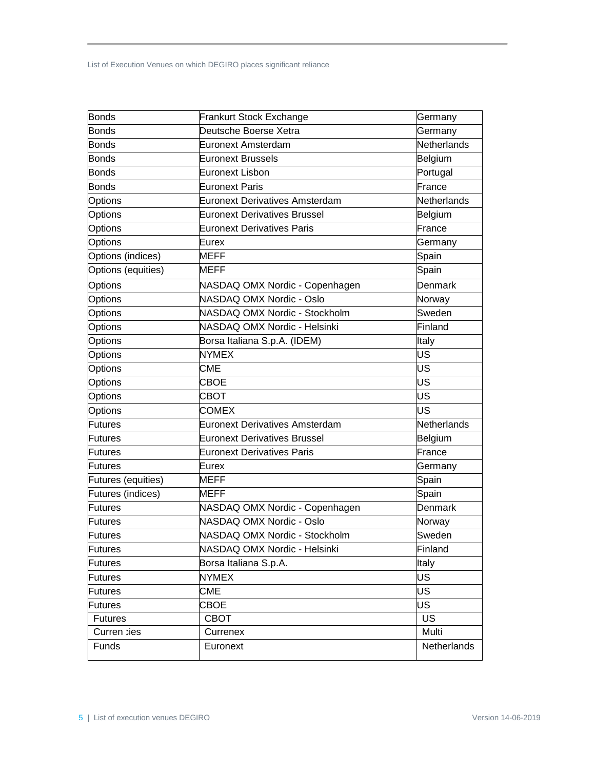| Bonds | Frankurt Stock Exchange | Germany |
|---|---|---|
| Bonds | Deutsche Boerse Xetra | Germany |
| Bonds | Euronext Amsterdam | Netherlands |
| Bonds | Euronext Brussels | Belgium |
| Bonds | Euronext Lisbon | Portugal |
| Bonds | Euronext Paris | France |
| Options | Euronext Derivatives Amsterdam | Netherlands |
| Options | Euronext Derivatives Brussel | Belgium |
| Options | Euronext Derivatives Paris | France |
| Options | Eurex | Germany |
| Options (indices) | MEFF | Spain |
| Options (equities) | MEFF | Spain |
| Options | NASDAQ OMX Nordic - Copenhagen | Denmark |
| Options | NASDAQ OMX Nordic - Oslo | Norway |
| Options | NASDAQ OMX Nordic - Stockholm | Sweden |
| Options | NASDAQ OMX Nordic - Helsinki | Finland |
| Options | Borsa Italiana S.p.A. (IDEM) | Italy |
| Options | NYMEX | US |
| Options | CME | US |
| Options | CBOE | US |
| Options | CBOT | US |
| Options | COMEX | US |
| Futures | Euronext Derivatives Amsterdam | Netherlands |
| Futures | Euronext Derivatives Brussel | Belgium |
| Futures | Euronext Derivatives Paris | France |
| Futures | Eurex | Germany |
| Futures (equities) | MEFF | Spain |
| Futures (indices) | MEFF | Spain |
| Futures | NASDAQ OMX Nordic - Copenhagen | Denmark |
| Futures | NASDAQ OMX Nordic - Oslo | Norway |
| Futures | NASDAQ OMX Nordic - Stockholm | Sweden |
| Futures | NASDAQ OMX Nordic - Helsinki | Finland |
| Futures | Borsa Italiana S.p.A. | Italy |
| Futures | NYMEX | US |
| Futures | CME | US |
| Futures | CBOE | US |
| Futures | CBOT | US |
| Currencies | Currenex | Multi |
| Funds | Euronext | Netherlands |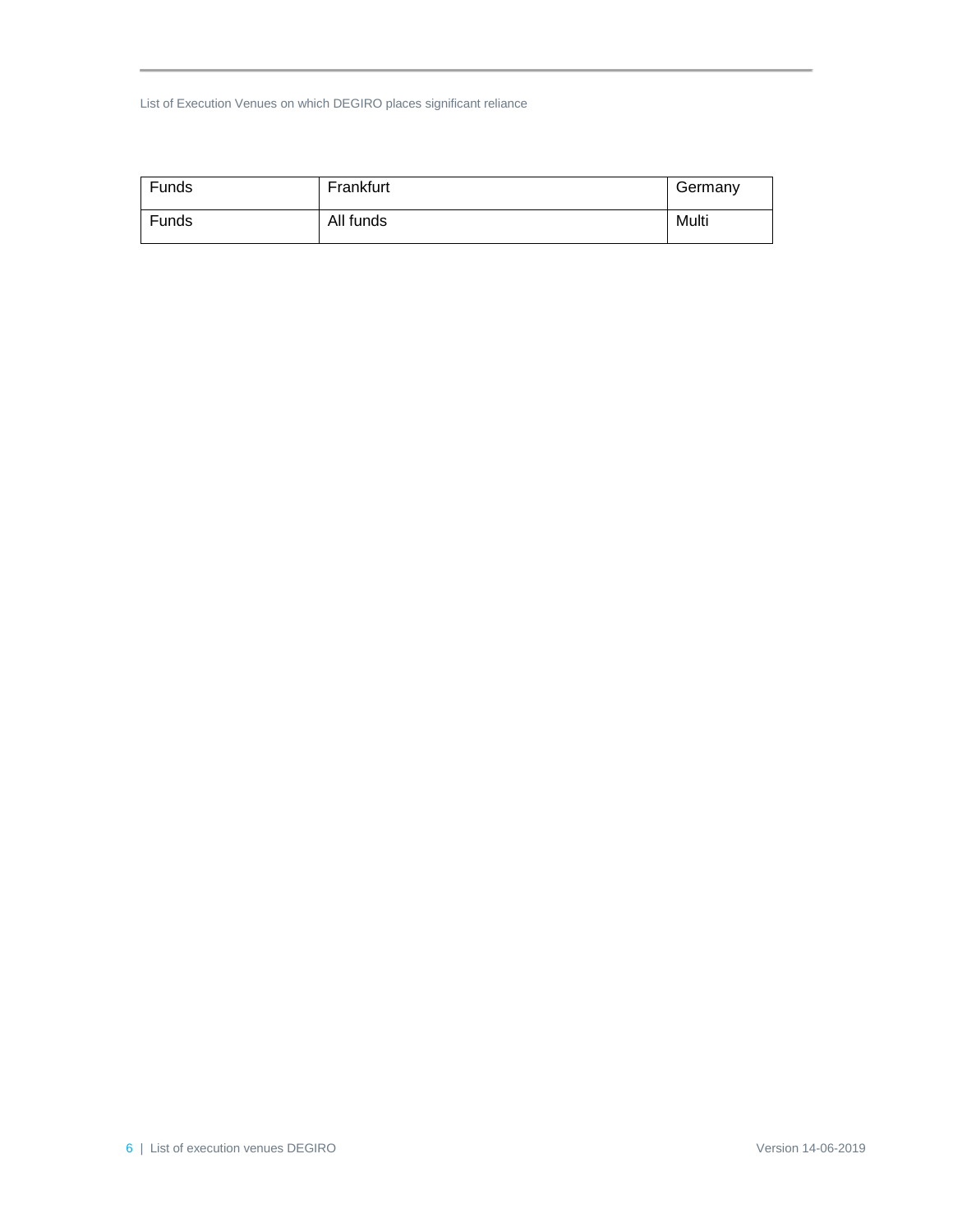| | | |
|---|---|---|
| Funds | Frankfurt | Germany |
| Funds | All funds | Multi |